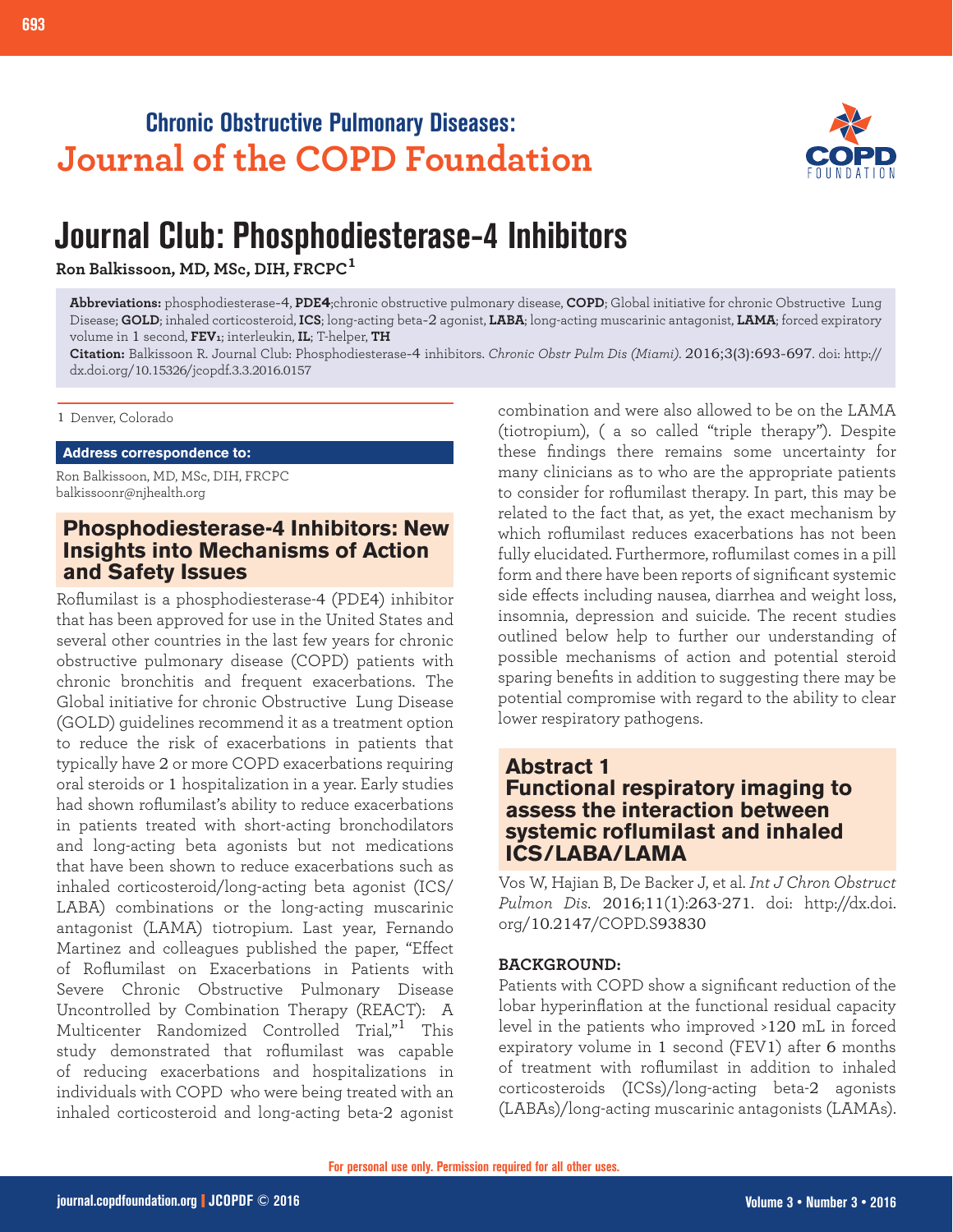Chronic Obstructive Pulmonary Diseases:
**Journal of the COPD Foundation**

# Journal Club: Phosphodiesterase-4 Inhibitors

**Ron Balkissoon, MD, MSc, DIH, FRCPC[1]**

**Abbreviations:** phosphodiesterase-4, **PDE4**;chronic obstructive pulmonary disease, **COPD**; Global initiative for chronic Obstructive Lung Disease; **GOLD**; inhaled corticosteroid, **ICS**; long-acting beta-2 agonist, **LABA**; long-acting muscarinic antagonist, **LAMA**; forced expiratory volume in 1 second, **FEV$_1$**; interleukin, **IL**; T-helper, **TH**

**Citation:** Balkissoon R. Journal Club: Phosphodiesterase-4 inhibitors. *Chronic Obstr Pulm Dis (Miami)*. 2016;3(3):693-697. doi: http://dx.doi.org/10.15326/jcopdf.3.3.2016.0157

1 Denver, Colorado

**Address correspondence to:**

Ron Balkissoon, MD, MSc, DIH, FRCPC
balkissoonr@njhealth.org

## Phosphodiesterase-4 Inhibitors: New Insights into Mechanisms of Action and Safety Issues

Roflumilast is a phosphodiesterase-4 (PDE4) inhibitor that has been approved for use in the United States and several other countries in the last few years for chronic obstructive pulmonary disease (COPD) patients with chronic bronchitis and frequent exacerbations. The Global initiative for chronic Obstructive Lung Disease (GOLD) guidelines recommend it as a treatment option to reduce the risk of exacerbations in patients that typically have 2 or more COPD exacerbations requiring oral steroids or 1 hospitalization in a year. Early studies had shown roflumilast's ability to reduce exacerbations in patients treated with short-acting bronchodilators and long-acting beta agonists but not medications that have been shown to reduce exacerbations such as inhaled corticosteroid/long-acting beta agonist (ICS/LABA) combinations or the long-acting muscarinic antagonist (LAMA) tiotropium. Last year, Fernando Martinez and colleagues published the paper, "Effect of Roflumilast on Exacerbations in Patients with Severe Chronic Obstructive Pulmonary Disease Uncontrolled by Combination Therapy (REACT): A Multicenter Randomized Controlled Trial,"[1] This study demonstrated that roflumilast was capable of reducing exacerbations and hospitalizations in individuals with COPD who were being treated with an inhaled corticosteroid and long-acting beta-2 agonist combination and were also allowed to be on the LAMA (tiotropium), ( a so called "triple therapy"). Despite these findings there remains some uncertainty for many clinicians as to who are the appropriate patients to consider for roflumilast therapy. In part, this may be related to the fact that, as yet, the exact mechanism by which roflumilast reduces exacerbations has not been fully elucidated. Furthermore, roflumilast comes in a pill form and there have been reports of significant systemic side effects including nausea, diarrhea and weight loss, insomnia, depression and suicide. The recent studies outlined below help to further our understanding of possible mechanisms of action and potential steroid sparing benefits in addition to suggesting there may be potential compromise with regard to the ability to clear lower respiratory pathogens.

## Abstract 1
## Functional respiratory imaging to assess the interaction between systemic roflumilast and inhaled ICS/LABA/LAMA

Vos W, Hajian B, De Backer J, et al. *Int J Chron Obstruct Pulmon Dis.* 2016;11(1):263-271. doi: http://dx.doi.org/10.2147/COPD.S93830

**BACKGROUND:**

Patients with COPD show a significant reduction of the lobar hyperinflation at the functional residual capacity level in the patients who improved >120 mL in forced expiratory volume in 1 second (FEV1) after 6 months of treatment with roflumilast in addition to inhaled corticosteroids (ICSs)/long-acting beta-2 agonists (LABAs)/long-acting muscarinic antagonists (LAMAs).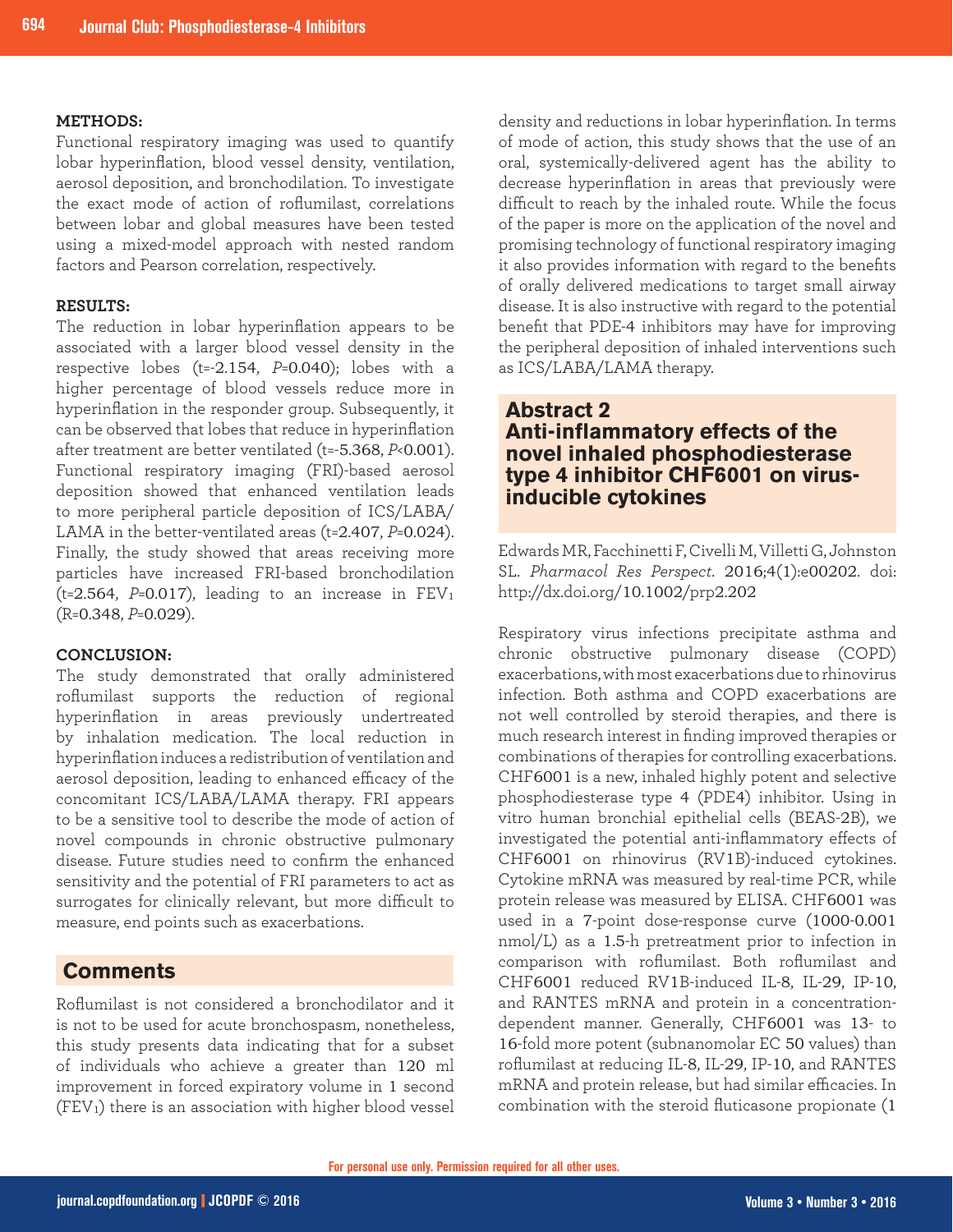**METHODS:**
Functional respiratory imaging was used to quantify lobar hyperinflation, blood vessel density, ventilation, aerosol deposition, and bronchodilation. To investigate the exact mode of action of roflumilast, correlations between lobar and global measures have been tested using a mixed-model approach with nested random factors and Pearson correlation, respectively.

**RESULTS:**
The reduction in lobar hyperinflation appears to be associated with a larger blood vessel density in the respective lobes ($t=-2.154$, $P=0.040$); lobes with a higher percentage of blood vessels reduce more in hyperinflation in the responder group. Subsequently, it can be observed that lobes that reduce in hyperinflation after treatment are better ventilated ($t=-5.368$, $P<0.001$). Functional respiratory imaging (FRI)-based aerosol deposition showed that enhanced ventilation leads to more peripheral particle deposition of ICS/LABA/LAMA in the better-ventilated areas ($t=2.407$, $P=0.024$). Finally, the study showed that areas receiving more particles have increased FRI-based bronchodilation ($t=2.564$, $P=0.017$), leading to an increase in $FEV_1$ ($R=0.348$, $P=0.029$).

**CONCLUSION:**
The study demonstrated that orally administered roflumilast supports the reduction of regional hyperinflation in areas previously undertreated by inhalation medication. The local reduction in hyperinflation induces a redistribution of ventilation and aerosol deposition, leading to enhanced efficacy of the concomitant ICS/LABA/LAMA therapy. FRI appears to be a sensitive tool to describe the mode of action of novel compounds in chronic obstructive pulmonary disease. Future studies need to confirm the enhanced sensitivity and the potential of FRI parameters to act as surrogates for clinically relevant, but more difficult to measure, end points such as exacerbations.

## Comments

Roflumilast is not considered a bronchodilator and it is not to be used for acute bronchospasm, nonetheless, this study presents data indicating that for a subset of individuals who achieve a greater than 120 ml improvement in forced expiratory volume in 1 second ($FEV_1$) there is an association with higher blood vessel density and reductions in lobar hyperinflation. In terms of mode of action, this study shows that the use of an oral, systemically-delivered agent has the ability to decrease hyperinflation in areas that previously were difficult to reach by the inhaled route. While the focus of the paper is more on the application of the novel and promising technology of functional respiratory imaging it also provides information with regard to the benefits of orally delivered medications to target small airway disease. It is also instructive with regard to the potential benefit that PDE-4 inhibitors may have for improving the peripheral deposition of inhaled interventions such as ICS/LABA/LAMA therapy.

## Abstract 2
## Anti-inflammatory effects of the novel inhaled phosphodiesterase type 4 inhibitor CHF6001 on virus-inducible cytokines

Edwards MR, Facchinetti F, Civelli M, Villetti G, Johnston SL. *Pharmacol Res Perspect*. 2016;4(1):e00202. doi: http://dx.doi.org/10.1002/prp2.202

Respiratory virus infections precipitate asthma and chronic obstructive pulmonary disease (COPD) exacerbations, with most exacerbations due to rhinovirus infection. Both asthma and COPD exacerbations are not well controlled by steroid therapies, and there is much research interest in finding improved therapies or combinations of therapies for controlling exacerbations. CHF6001 is a new, inhaled highly potent and selective phosphodiesterase type 4 (PDE4) inhibitor. Using in vitro human bronchial epithelial cells (BEAS-2B), we investigated the potential anti-inflammatory effects of CHF6001 on rhinovirus (RV1B)-induced cytokines. Cytokine mRNA was measured by real-time PCR, while protein release was measured by ELISA. CHF6001 was used in a 7-point dose-response curve (1000-0.001 nmol/L) as a 1.5-h pretreatment prior to infection in comparison with roflumilast. Both roflumilast and CHF6001 reduced RV1B-induced IL-8, IL-29, IP-10, and RANTES mRNA and protein in a concentration-dependent manner. Generally, CHF6001 was 13- to 16-fold more potent (subnanomolar EC 50 values) than roflumilast at reducing IL-8, IL-29, IP-10, and RANTES mRNA and protein release, but had similar efficacies. In combination with the steroid fluticasone propionate (1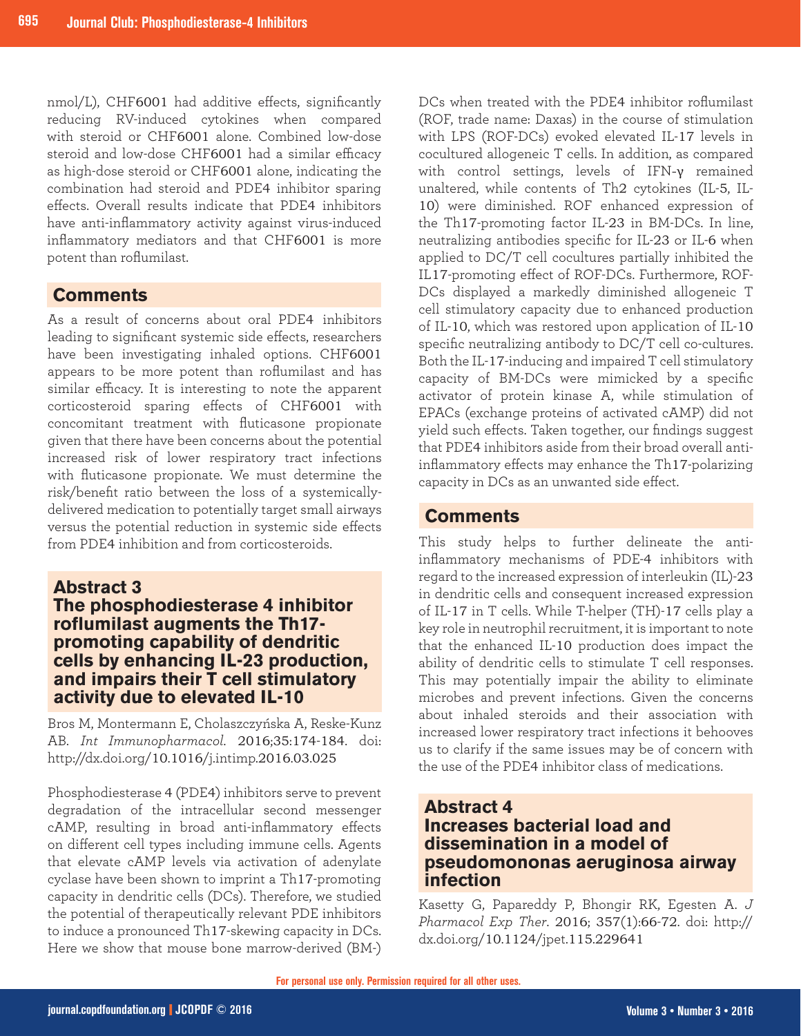nmol/L), CHF6001 had additive effects, significantly reducing RV-induced cytokines when compared with steroid or CHF6001 alone. Combined low-dose steroid and low-dose CHF6001 had a similar efficacy as high-dose steroid or CHF6001 alone, indicating the combination had steroid and PDE4 inhibitor sparing effects. Overall results indicate that PDE4 inhibitors have anti-inflammatory activity against virus-induced inflammatory mediators and that CHF6001 is more potent than roflumilast.

## Comments

As a result of concerns about oral PDE4 inhibitors leading to significant systemic side effects, researchers have been investigating inhaled options. CHF6001 appears to be more potent than roflumilast and has similar efficacy. It is interesting to note the apparent corticosteroid sparing effects of CHF6001 with concomitant treatment with fluticasone propionate given that there have been concerns about the potential increased risk of lower respiratory tract infections with fluticasone propionate. We must determine the risk/benefit ratio between the loss of a systemically-delivered medication to potentially target small airways versus the potential reduction in systemic side effects from PDE4 inhibition and from corticosteroids.

## Abstract 3
## The phosphodiesterase 4 inhibitor roflumilast augments the Th17-promoting capability of dendritic cells by enhancing IL-23 production, and impairs their T cell stimulatory activity due to elevated IL-10

Bros M, Montermann E, Cholaszczyńska A, Reske-Kunz AB. *Int Immunopharmacol*. 2016;35:174-184. doi: http://dx.doi.org/10.1016/j.intimp.2016.03.025

Phosphodiesterase 4 (PDE4) inhibitors serve to prevent degradation of the intracellular second messenger cAMP, resulting in broad anti-inflammatory effects on different cell types including immune cells. Agents that elevate cAMP levels via activation of adenylate cyclase have been shown to imprint a Th17-promoting capacity in dendritic cells (DCs). Therefore, we studied the potential of therapeutically relevant PDE inhibitors to induce a pronounced Th17-skewing capacity in DCs. Here we show that mouse bone marrow-derived (BM-) DCs when treated with the PDE4 inhibitor roflumilast (ROF, trade name: Daxas) in the course of stimulation with LPS (ROF-DCs) evoked elevated IL-17 levels in cocultured allogeneic T cells. In addition, as compared with control settings, levels of IFN-γ remained unaltered, while contents of Th2 cytokines (IL-5, IL-10) were diminished. ROF enhanced expression of the Th17-promoting factor IL-23 in BM-DCs. In line, neutralizing antibodies specific for IL-23 or IL-6 when applied to DC/T cell cocultures partially inhibited the IL17-promoting effect of ROF-DCs. Furthermore, ROF-DCs displayed a markedly diminished allogeneic T cell stimulatory capacity due to enhanced production of IL-10, which was restored upon application of IL-10 specific neutralizing antibody to DC/T cell co-cultures. Both the IL-17-inducing and impaired T cell stimulatory capacity of BM-DCs were mimicked by a specific activator of protein kinase A, while stimulation of EPACs (exchange proteins of activated cAMP) did not yield such effects. Taken together, our findings suggest that PDE4 inhibitors aside from their broad overall anti-inflammatory effects may enhance the Th17-polarizing capacity in DCs as an unwanted side effect.

## Comments

This study helps to further delineate the anti-inflammatory mechanisms of PDE-4 inhibitors with regard to the increased expression of interleukin (IL)-23 in dendritic cells and consequent increased expression of IL-17 in T cells. While T-helper (TH)-17 cells play a key role in neutrophil recruitment, it is important to note that the enhanced IL-10 production does impact the ability of dendritic cells to stimulate T cell responses. This may potentially impair the ability to eliminate microbes and prevent infections. Given the concerns about inhaled steroids and their association with increased lower respiratory tract infections it behooves us to clarify if the same issues may be of concern with the use of the PDE4 inhibitor class of medications.

## Abstract 4
## Increases bacterial load and dissemination in a model of pseudomononas aeruginosa airway infection

Kasetty G, Papareddy P, Bhongir RK, Egesten A. *J Pharmacol Exp Ther*. 2016; 357(1):66-72. doi: http://dx.doi.org/10.1124/jpet.115.229641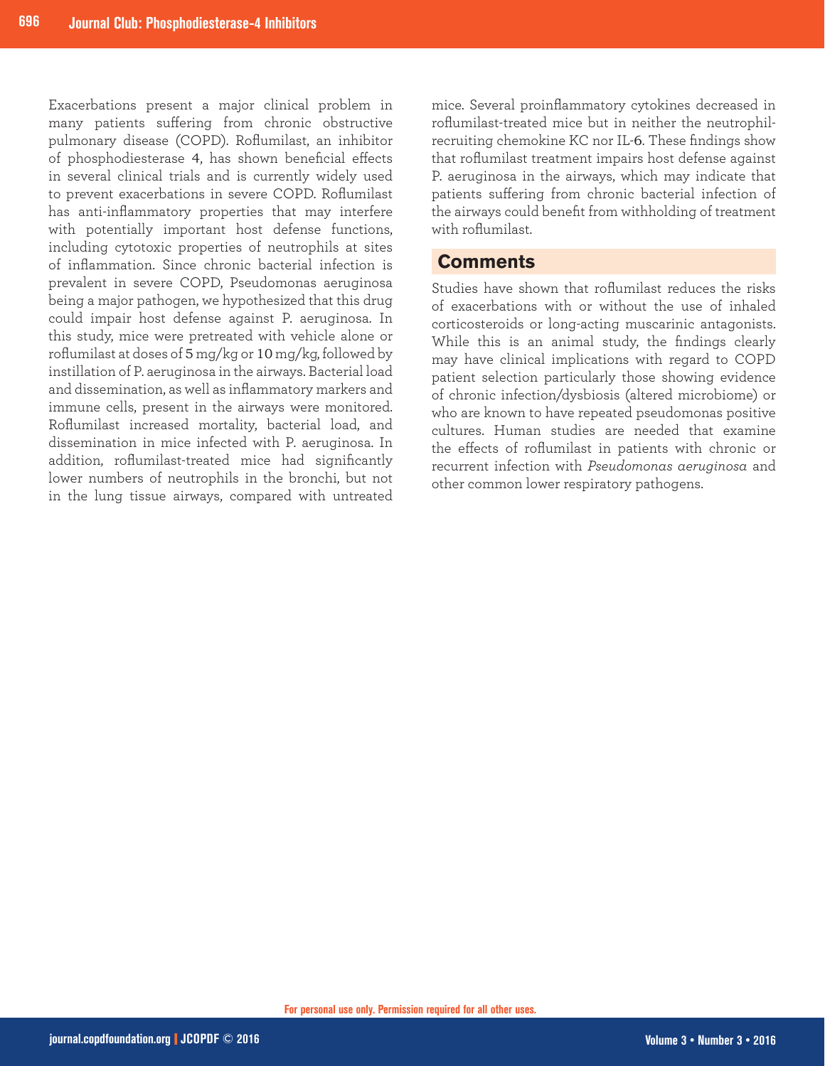Exacerbations present a major clinical problem in many patients suffering from chronic obstructive pulmonary disease (COPD). Roflumilast, an inhibitor of phosphodiesterase 4, has shown beneficial effects in several clinical trials and is currently widely used to prevent exacerbations in severe COPD. Roflumilast has anti-inflammatory properties that may interfere with potentially important host defense functions, including cytotoxic properties of neutrophils at sites of inflammation. Since chronic bacterial infection is prevalent in severe COPD, Pseudomonas aeruginosa being a major pathogen, we hypothesized that this drug could impair host defense against P. aeruginosa. In this study, mice were pretreated with vehicle alone or roflumilast at doses of 5 mg/kg or 10 mg/kg, followed by instillation of P. aeruginosa in the airways. Bacterial load and dissemination, as well as inflammatory markers and immune cells, present in the airways were monitored. Roflumilast increased mortality, bacterial load, and dissemination in mice infected with P. aeruginosa. In addition, roflumilast-treated mice had significantly lower numbers of neutrophils in the bronchi, but not in the lung tissue airways, compared with untreated mice. Several proinflammatory cytokines decreased in roflumilast-treated mice but in neither the neutrophil-recruiting chemokine KC nor IL-6. These findings show that roflumilast treatment impairs host defense against P. aeruginosa in the airways, which may indicate that patients suffering from chronic bacterial infection of the airways could benefit from withholding of treatment with roflumilast.

## Comments

Studies have shown that roflumilast reduces the risks of exacerbations with or without the use of inhaled corticosteroids or long-acting muscarinic antagonists. While this is an animal study, the findings clearly may have clinical implications with regard to COPD patient selection particularly those showing evidence of chronic infection/dysbiosis (altered microbiome) or who are known to have repeated pseudomonas positive cultures. Human studies are needed that examine the effects of roflumilast in patients with chronic or recurrent infection with *Pseudomonas aeruginosa* and other common lower respiratory pathogens.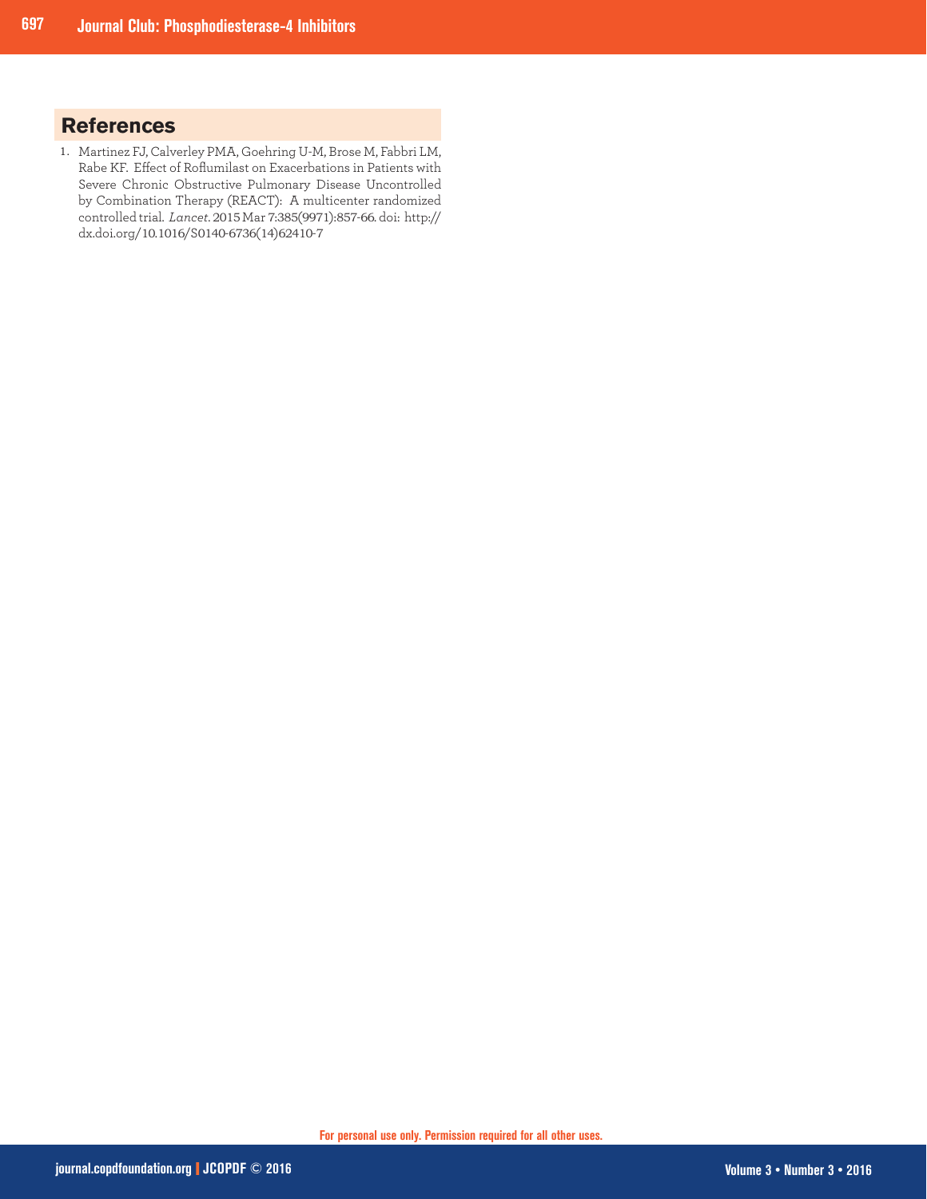## References

1. Martinez FJ, Calverley PMA, Goehring U-M, Brose M, Fabbri LM, Rabe KF. Effect of Roflumilast on Exacerbations in Patients with Severe Chronic Obstructive Pulmonary Disease Uncontrolled by Combination Therapy (REACT): A multicenter randomized controlled trial. *Lancet*. 2015 Mar 7:385(9971):857-66. doi: http://dx.doi.org/10.1016/S0140-6736(14)62410-7